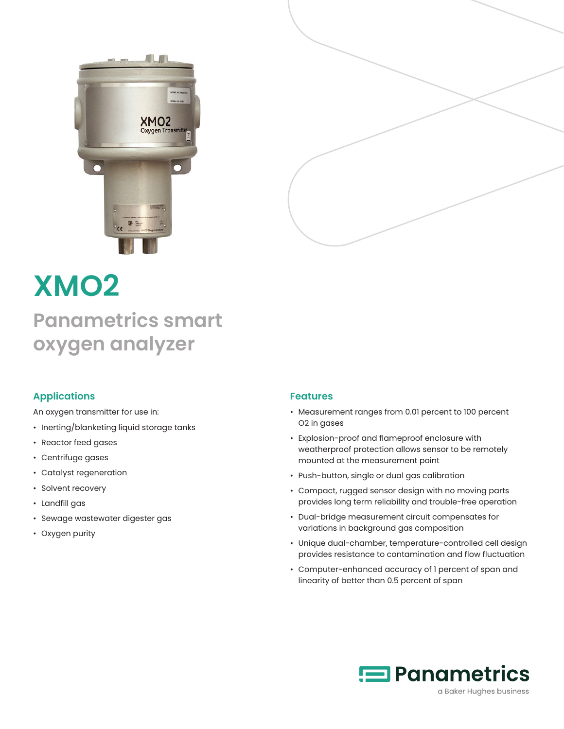# XMO2

## Panametrics smart oxygen analyzer

### Applications

An oxygen transmitter for use in:

- Inerting/blanketing liquid storage tanks
- Reactor feed gases
- Centrifuge gases
- Catalyst regeneration
- Solvent recovery
- Landfill gas
- Sewage wastewater digester gas
- Oxygen purity

### Features

- Measurement ranges from 0.01 percent to 100 percent $O_2$ in gases
- Explosion-proof and flameproof enclosure with weatherproof protection allows sensor to be remotely mounted at the measurement point
- Push-button, single or dual gas calibration
- Compact, rugged sensor design with no moving parts provides long term reliability and trouble-free operation
- Dual-bridge measurement circuit compensates for variations in background gas composition
- Unique dual-chamber, temperature-controlled cell design provides resistance to contamination and flow fluctuation
- Computer-enhanced accuracy of 1 percent of span and linearity of better than 0.5 percent of span

Panametrics

a Baker Hughes business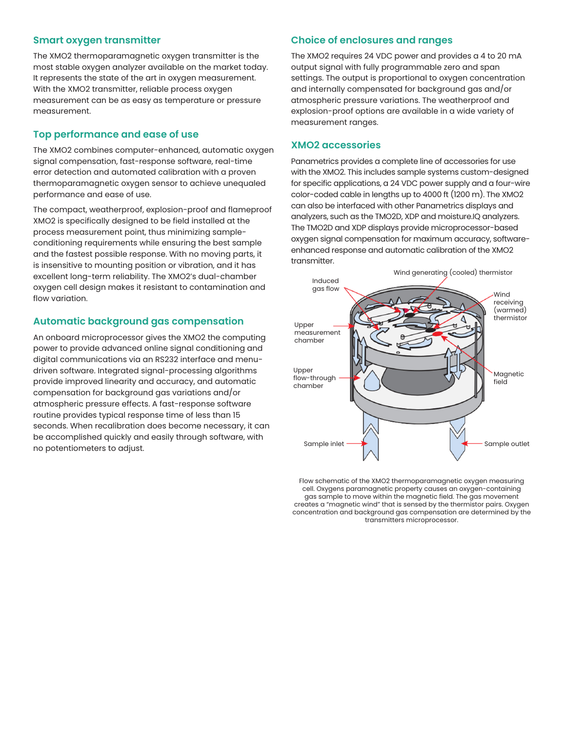## Smart oxygen transmitter

The XMO2 thermoparamagnetic oxygen transmitter is the most stable oxygen analyzer available on the market today. It represents the state of the art in oxygen measurement. With the XMO2 transmitter, reliable process oxygen measurement can be as easy as temperature or pressure measurement.

## Top performance and ease of use

The XMO2 combines computer-enhanced, automatic oxygen signal compensation, fast-response software, real-time error detection and automated calibration with a proven thermoparamagnetic oxygen sensor to achieve unequaled performance and ease of use.

The compact, weatherproof, explosion-proof and flameproof XMO2 is specifically designed to be field installed at the process measurement point, thus minimizing sample-conditioning requirements while ensuring the best sample and the fastest possible response. With no moving parts, it is insensitive to mounting position or vibration, and it has excellent long-term reliability. The XMO2's dual-chamber oxygen cell design makes it resistant to contamination and flow variation.

## Automatic background gas compensation

An onboard microprocessor gives the XMO2 the computing power to provide advanced online signal conditioning and digital communications via an RS232 interface and menu-driven software. Integrated signal-processing algorithms provide improved linearity and accuracy, and automatic compensation for background gas variations and/or atmospheric pressure effects. A fast-response software routine provides typical response time of less than 15 seconds. When recalibration does become necessary, it can be accomplished quickly and easily through software, with no potentiometers to adjust.

## Choice of enclosures and ranges

The XMO2 requires 24 VDC power and provides a 4 to 20 mA output signal with fully programmable zero and span settings. The output is proportional to oxygen concentration and internally compensated for background gas and/or atmospheric pressure variations. The weatherproof and explosion-proof options are available in a wide variety of measurement ranges.

## XMO2 accessories

Panametrics provides a complete line of accessories for use with the XMO2. This includes sample systems custom-designed for specific applications, a 24 VDC power supply and a four-wire color-coded cable in lengths up to 4000 ft (1200 m). The XMO2 can also be interfaced with other Panametrics displays and analyzers, such as the TMO2D, XDP and moisture.IQ analyzers. The TMO2D and XDP displays provide microprocessor-based oxygen signal compensation for maximum accuracy, software-enhanced response and automatic calibration of the XMO2 transmitter.

Flow schematic of the XMO2 thermoparamagnetic oxygen measuring cell. Oxygens paramagnetic property causes an oxygen-containing gas sample to move within the magnetic field. The gas movement creates a "magnetic wind" that is sensed by the thermistor pairs. Oxygen concentration and background gas compensation are determined by the transmitters microprocessor.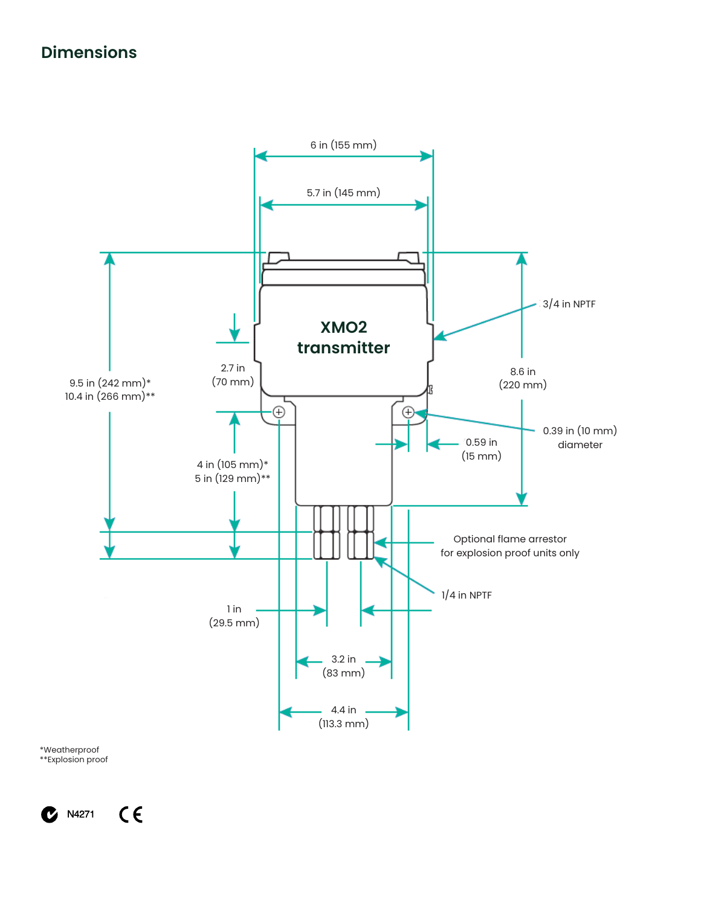## Dimensions

6 in (155 mm)

5.7 in (145 mm)

XMO2 transmitter

3/4 in NPTF

9.5 in (242 mm)*
10.4 in (266 mm)**

2.7 in
(70 mm)

8.6 in
(220 mm)

0.39 in (10 mm)
diameter

0.59 in
(15 mm)

4 in (105 mm)*
5 in (129 mm)**

Optional flame arrestor
for explosion proof units only

1/4 in NPTF

1 in
(29.5 mm)

3.2 in
(83 mm)

4.4 in
(113.3 mm)

*Weatherproof
**Explosion proof

N4271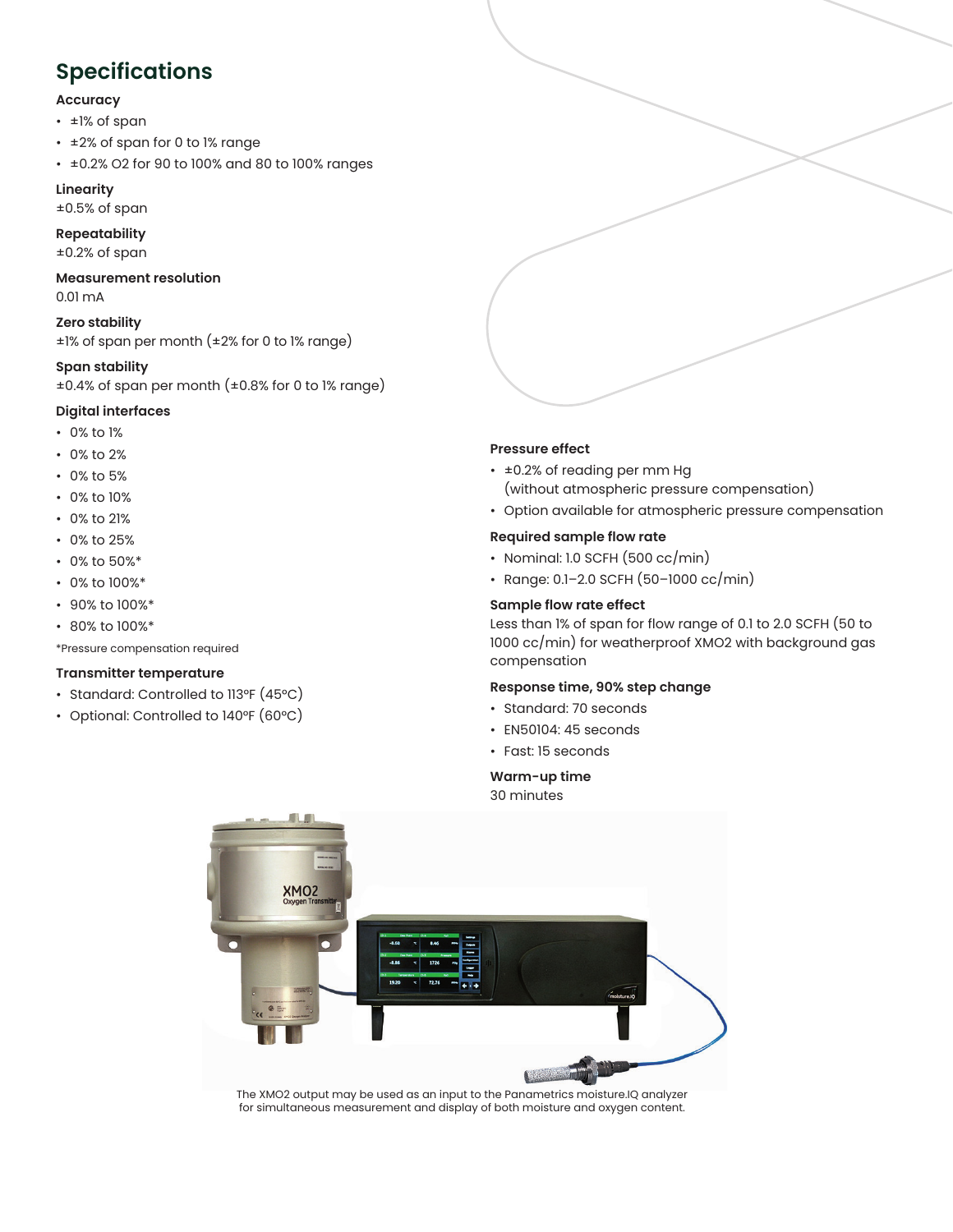## Specifications

**Accuracy**

- ±1% of span
- ±2% of span for 0 to 1% range
- ±0.2% $O_2$ for 90 to 100% and 80 to 100% ranges

**Linearity**

±0.5% of span

**Repeatability**

±0.2% of span

**Measurement resolution**

0.01 mA

**Zero stability**

±1% of span per month (±2% for 0 to 1% range)

**Span stability**

±0.4% of span per month (±0.8% for 0 to 1% range)

**Digital interfaces**

- 0% to 1%
- 0% to 2%
- 0% to 5%
- 0% to 10%
- 0% to 21%
- 0% to 25%
- 0% to 50%*
- 0% to 100%*
- 90% to 100%*
- 80% to 100%*

*Pressure compensation required

**Transmitter temperature**

- Standard: Controlled to 113°F (45°C)
- Optional: Controlled to 140°F (60°C)

**Pressure effect**

- ±0.2% of reading per mm Hg (without atmospheric pressure compensation)
- Option available for atmospheric pressure compensation

**Required sample flow rate**

- Nominal: 1.0 SCFH (500 cc/min)
- Range: 0.1–2.0 SCFH (50–1000 cc/min)

**Sample flow rate effect**

Less than 1% of span for flow range of 0.1 to 2.0 SCFH (50 to 1000 cc/min) for weatherproof XMO2 with background gas compensation

**Response time, 90% step change**

- Standard: 70 seconds
- EN50104: 45 seconds
- Fast: 15 seconds

**Warm-up time**

30 minutes

The XMO2 output may be used as an input to the Panametrics moisture.IQ analyzer for simultaneous measurement and display of both moisture and oxygen content.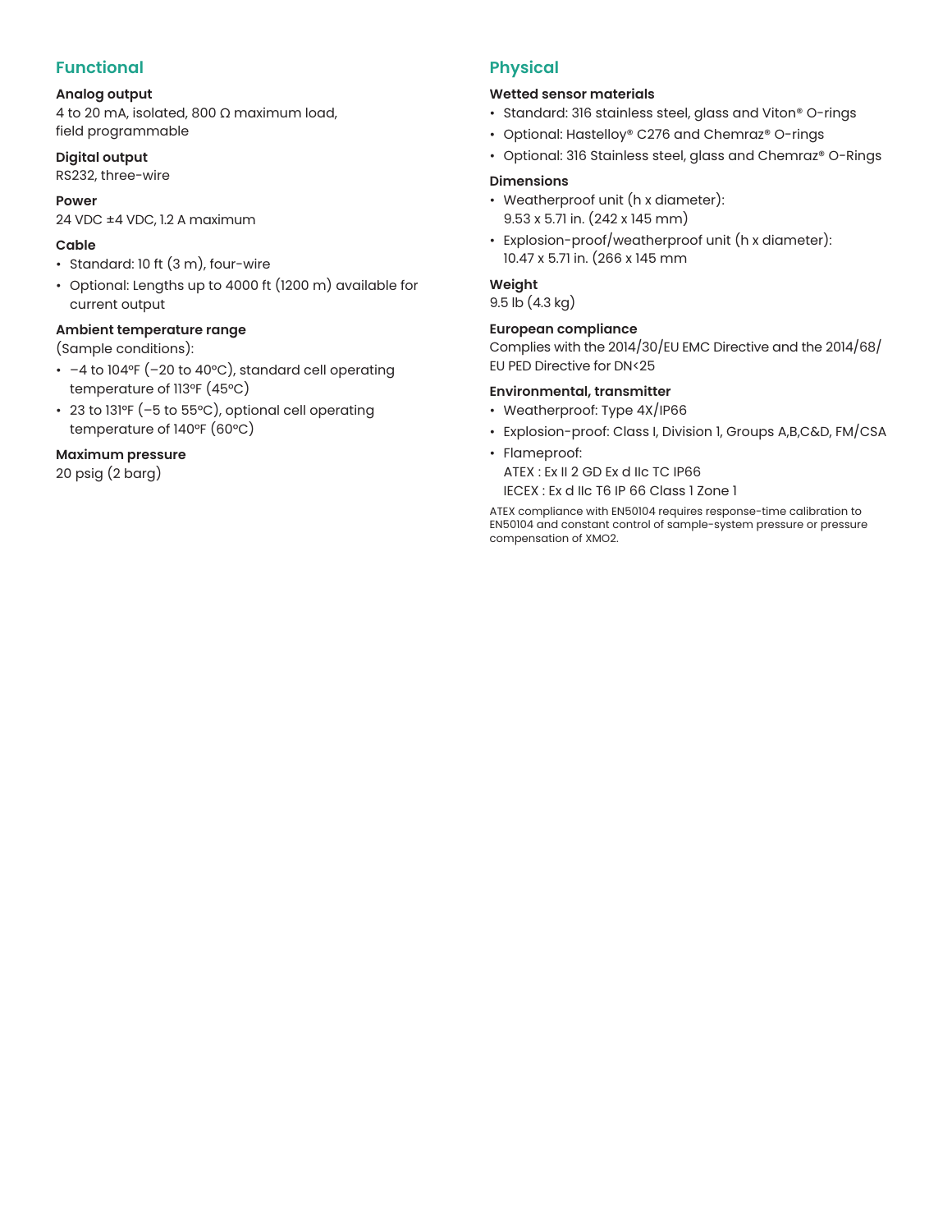## Functional

**Analog output**
4 to 20 mA, isolated, 800 Ω maximum load, field programmable

**Digital output**
RS232, three-wire

**Power**
24 VDC ±4 VDC, 1.2 A maximum

**Cable**
- Standard: 10 ft (3 m), four-wire
- Optional: Lengths up to 4000 ft (1200 m) available for current output

**Ambient temperature range**
(Sample conditions):
- −4 to 104°F (−20 to 40°C), standard cell operating temperature of 113°F (45°C)
- 23 to 131°F (−5 to 55°C), optional cell operating temperature of 140°F (60°C)

**Maximum pressure**
20 psig (2 barg)

## Physical

**Wetted sensor materials**
- Standard: 316 stainless steel, glass and Viton® O-rings
- Optional: Hastelloy® C276 and Chemraz® O-rings
- Optional: 316 Stainless steel, glass and Chemraz® O-Rings

**Dimensions**
- Weatherproof unit (h x diameter): 9.53 x 5.71 in. (242 x 145 mm)
- Explosion-proof/weatherproof unit (h x diameter): 10.47 x 5.71 in. (266 x 145 mm

**Weight**
9.5 lb (4.3 kg)

**European compliance**
Complies with the 2014/30/EU EMC Directive and the 2014/68/EU PED Directive for DN<25

**Environmental, transmitter**
- Weatherproof: Type 4X/IP66
- Explosion-proof: Class I, Division 1, Groups A,B,C&D, FM/CSA
- Flameproof:
  ATEX : Ex II 2 GD Ex d IIc TC IP66
  IECEX : Ex d IIc T6 IP 66 Class 1 Zone 1

ATEX compliance with EN50104 requires response-time calibration to EN50104 and constant control of sample-system pressure or pressure compensation of XMO2.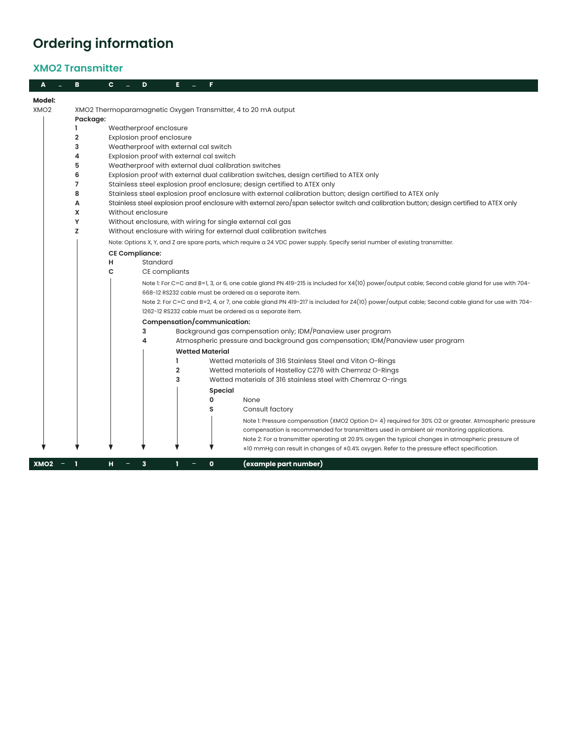# Ordering information

## XMO2 Transmitter

A – B C – D E – F

**Model:**

XMO2 — XMO2 Thermoparamagnetic Oxygen Transmitter, 4 to 20 mA output

**Package:**

| Code | Description |
|---|---|
| 1 | Weatherproof enclosure |
| 2 | Explosion proof enclosure |
| 3 | Weatherproof with external cal switch |
| 4 | Explosion proof with external cal switch |
| 5 | Weatherproof with external dual calibration switches |
| 6 | Explosion proof with external dual calibration switches, design certified to ATEX only |
| 7 | Stainless steel explosion proof enclosure; design certified to ATEX only |
| 8 | Stainless steel explosion proof enclosure with external calibration button; design certified to ATEX only |
| A | Stainless steel explosion proof enclosure with external zero/span selector switch and calibration button; design certified to ATEX only |
| X | Without enclosure |
| Y | Without enclosure, with wiring for single external cal gas |
| Z | Without enclosure with wiring for external dual calibration switches |

Note: Options X, Y, and Z are spare parts, which require a 24 VDC power supply. Specify serial number of existing transmitter.

**CE Compliance:**

| Code | Description |
|---|---|
| H | Standard |
| C | CE compliants |

Note 1: For C=C and B=1, 3, or 6, one cable gland PN 419-215 is included for X4(10) power/output cable; Second cable gland for use with 704-668-12 RS232 cable must be ordered as a separate item.

Note 2: For C=C and B=2, 4, or 7, one cable gland PN 419-217 is included for Z4(10) power/output cable; Second cable gland for use with 704-1262-12 RS232 cable must be ordered as a separate item.

**Compensation/communication:**

| Code | Description |
|---|---|
| 3 | Background gas compensation only; IDM/Panaview user program |
| 4 | Atmospheric pressure and background gas compensation; IDM/Panaview user program |

**Wetted Material**

| Code | Description |
|---|---|
| 1 | Wetted materials of 316 Stainless Steel and Viton O-Rings |
| 2 | Wetted materials of Hastelloy C276 with Chemraz O-Rings |
| 3 | Wetted materials of 316 stainless steel with Chemraz O-rings |

**Special**

| Code | Description |
|---|---|
| 0 | None |
| S | Consult factory |

Note 1: Pressure compensation (XMO2 Option D= 4) required for 30% O2 or greater. Atmospheric pressure compensation is recommended for transmitters used in ambient air monitoring applications.

Note 2: For a transmitter operating at 20.9% oxygen the typical changes in atmospheric pressure of ±10 mmHg can result in changes of ±0.4% oxygen. Refer to the pressure effect specification.

**XMO2 – 1 H – 3 1 – 0 (example part number)**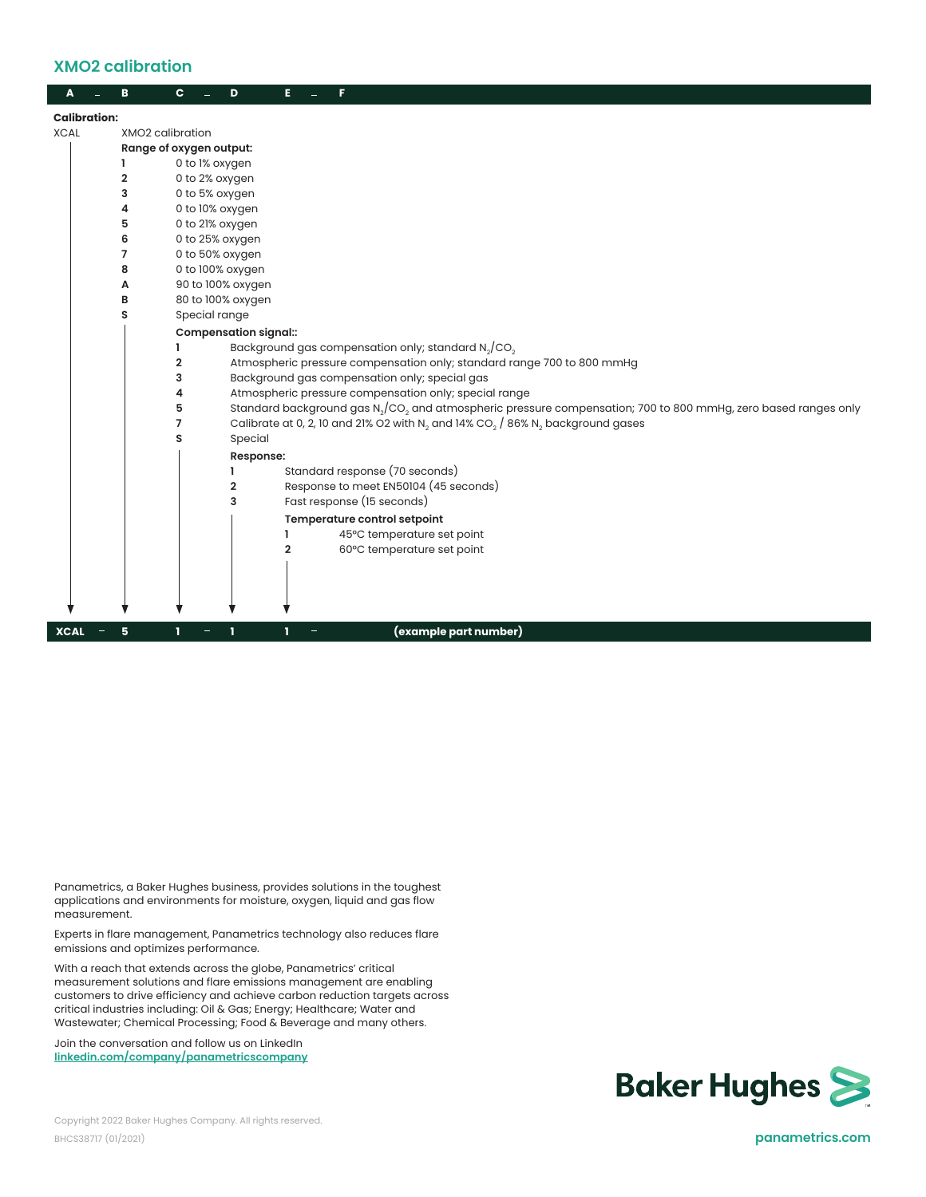## XMO2 calibration

| A | – | B | C | – | D | E | – | F |
|---|---|---|---|---|---|---|---|---|

**Calibration:**

XCAL — XMO2 calibration

**Range of oxygen output:**

- **1** 0 to 1% oxygen
- **2** 0 to 2% oxygen
- **3** 0 to 5% oxygen
- **4** 0 to 10% oxygen
- **5** 0 to 21% oxygen
- **6** 0 to 25% oxygen
- **7** 0 to 50% oxygen
- **8** 0 to 100% oxygen
- **A** 90 to 100% oxygen
- **B** 80 to 100% oxygen
- **S** Special range

**Compensation signal::**

- **1** Background gas compensation only; standard $N_2/CO_2$
- **2** Atmospheric pressure compensation only; standard range 700 to 800 mmHg
- **3** Background gas compensation only; special gas
- **4** Atmospheric pressure compensation only; special range
- **5** Standard background gas $N_2/CO_2$ and atmospheric pressure compensation; 700 to 800 mmHg, zero based ranges only
- **7** Calibrate at 0, 2, 10 and 21% O2 with $N_2$ and 14% $CO_2$ / 86% $N_2$ background gases
- **S** Special

**Response:**

- **1** Standard response (70 seconds)
- **2** Response to meet EN50104 (45 seconds)
- **3** Fast response (15 seconds)

**Temperature control setpoint**

- **1** 45°C temperature set point
- **2** 60°C temperature set point

| XCAL | – | 5 | 1 | – | 1 | 1 | – | (example part number) |
|---|---|---|---|---|---|---|---|---|

Panametrics, a Baker Hughes business, provides solutions in the toughest applications and environments for moisture, oxygen, liquid and gas flow measurement.

Experts in flare management, Panametrics technology also reduces flare emissions and optimizes performance.

With a reach that extends across the globe, Panametrics' critical measurement solutions and flare emissions management are enabling customers to drive efficiency and achieve carbon reduction targets across critical industries including: Oil & Gas; Energy; Healthcare; Water and Wastewater; Chemical Processing; Food & Beverage and many others.

Join the conversation and follow us on LinkedIn
linkedin.com/company/panametricscompany

Baker Hughes

Copyright 2022 Baker Hughes Company. All rights reserved.

BHCS38717 (01/2021)

panametrics.com